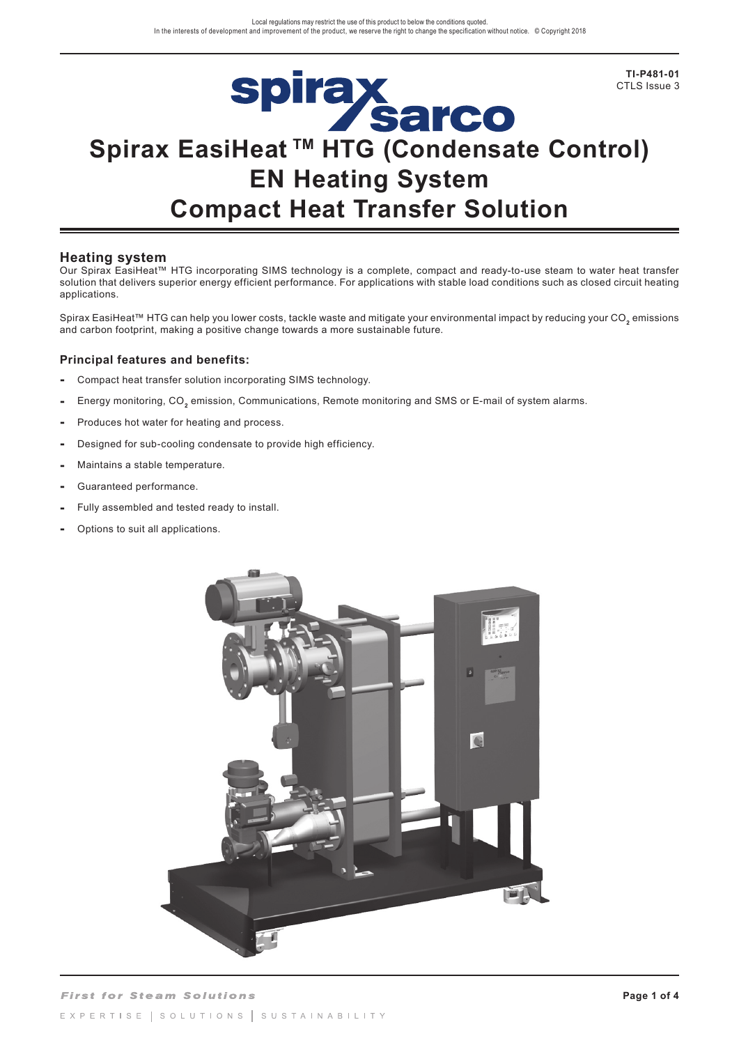Local regulations may restrict the use of this product to below the conditions quoted.
In the interests of development and improvement of the product, we reserve the right to change the specification without notice. © Copyright 2018

**TI-P481-01**
CTLS Issue 3

# Spirax EasiHeat ™ HTG (Condensate Control) EN Heating System Compact Heat Transfer Solution

## Heating system

Our Spirax EasiHeat™ HTG incorporating SIMS technology is a complete, compact and ready-to-use steam to water heat transfer solution that delivers superior energy efficient performance. For applications with stable load conditions such as closed circuit heating applications.

Spirax EasiHeat™ HTG can help you lower costs, tackle waste and mitigate your environmental impact by reducing your $CO_2$ emissions and carbon footprint, making a positive change towards a more sustainable future.

### Principal features and benefits:

- Compact heat transfer solution incorporating SIMS technology.
- Energy monitoring, $CO_2$ emission, Communications, Remote monitoring and SMS or E-mail of system alarms.
- Produces hot water for heating and process.
- Designed for sub-cooling condensate to provide high efficiency.
- Maintains a stable temperature.
- Guaranteed performance.
- Fully assembled and tested ready to install.
- Options to suit all applications.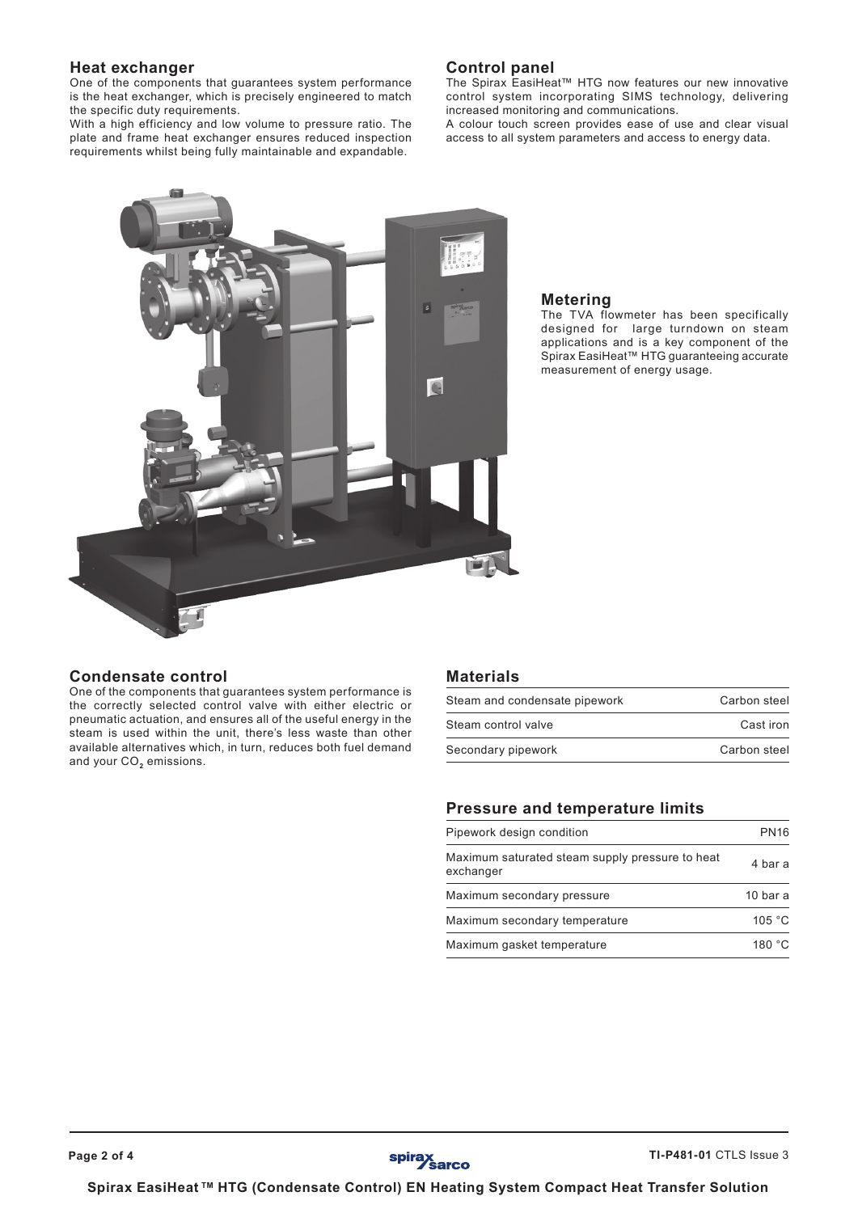## Heat exchanger

One of the components that guarantees system performance is the heat exchanger, which is precisely engineered to match the specific duty requirements.

With a high efficiency and low volume to pressure ratio. The plate and frame heat exchanger ensures reduced inspection requirements whilst being fully maintainable and expandable.

## Control panel

The Spirax EasiHeat™ HTG now features our new innovative control system incorporating SIMS technology, delivering increased monitoring and communications.

A colour touch screen provides ease of use and clear visual access to all system parameters and access to energy data.

## Metering

The TVA flowmeter has been specifically designed for large turndown on steam applications and is a key component of the Spirax EasiHeat™ HTG guaranteeing accurate measurement of energy usage.

## Condensate control

One of the components that guarantees system performance is the correctly selected control valve with either electric or pneumatic actuation, and ensures all of the useful energy in the steam is used within the unit, there's less waste than other available alternatives which, in turn, reduces both fuel demand and your $CO_2$ emissions.

## Materials

| | |
|---|---|
| Steam and condensate pipework | Carbon steel |
| Steam control valve | Cast iron |
| Secondary pipework | Carbon steel |

## Pressure and temperature limits

| | |
|---|---|
| Pipework design condition | PN16 |
| Maximum saturated steam supply pressure to heat exchanger | 4 bar a |
| Maximum secondary pressure | 10 bar a |
| Maximum secondary temperature | 105 °C |
| Maximum gasket temperature | 180 °C |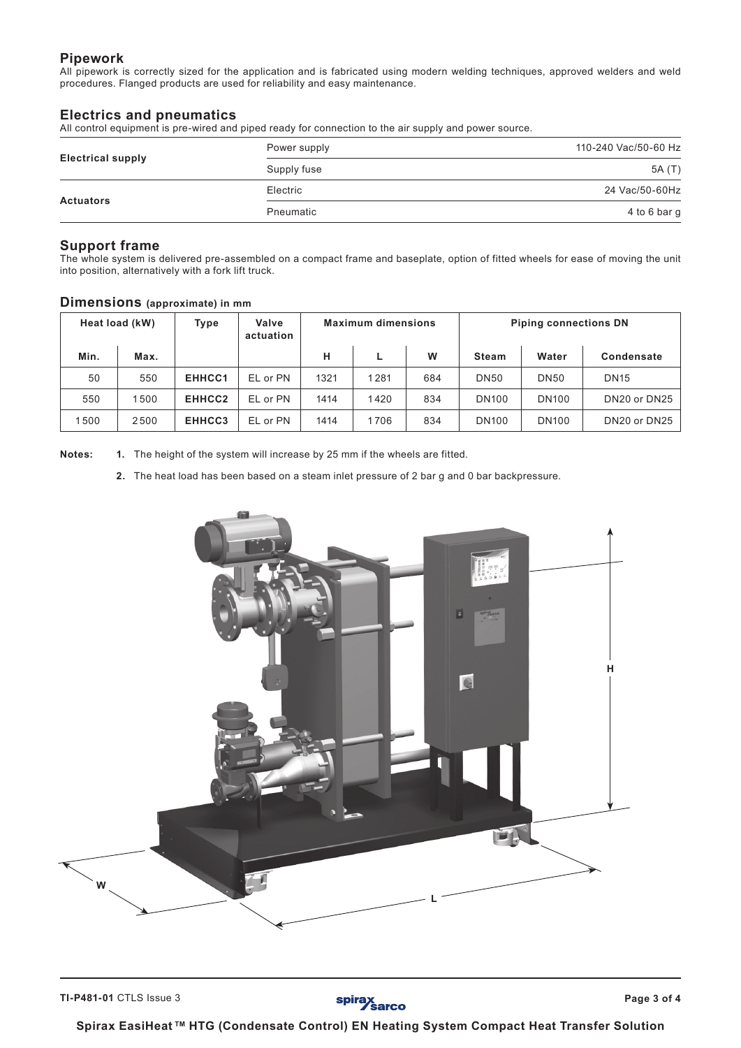## Pipework

All pipework is correctly sized for the application and is fabricated using modern welding techniques, approved welders and weld procedures. Flanged products are used for reliability and easy maintenance.

## Electrics and pneumatics

All control equipment is pre-wired and piped ready for connection to the air supply and power source.

| | | |
|---|---|---|
| **Electrical supply** | Power supply | 110-240 Vac/50-60 Hz |
| | Supply fuse | 5A (T) |
| **Actuators** | Electric | 24 Vac/50-60Hz |
| | Pneumatic | 4 to 6 bar g |

## Support frame

The whole system is delivered pre-assembled on a compact frame and baseplate, option of fitted wheels for ease of moving the unit into position, alternatively with a fork lift truck.

## Dimensions (approximate) in mm

| Heat load (kW) | | Type | Valve actuation | Maximum dimensions | | | Piping connections DN | | |
|---|---|---|---|---|---|---|---|---|---|
| Min. | Max. | | | H | L | W | Steam | Water | Condensate |
| 50 | 550 | **EHHCC1** | EL or PN | 1321 | 1281 | 684 | DN50 | DN50 | DN15 |
| 550 | 1500 | **EHHCC2** | EL or PN | 1414 | 1420 | 834 | DN100 | DN100 | DN20 or DN25 |
| 1500 | 2500 | **EHHCC3** | EL or PN | 1414 | 1706 | 834 | DN100 | DN100 | DN20 or DN25 |

**Notes:**

1. The height of the system will increase by 25 mm if the wheels are fitted.
2. The heat load has been based on a steam inlet pressure of 2 bar g and 0 bar backpressure.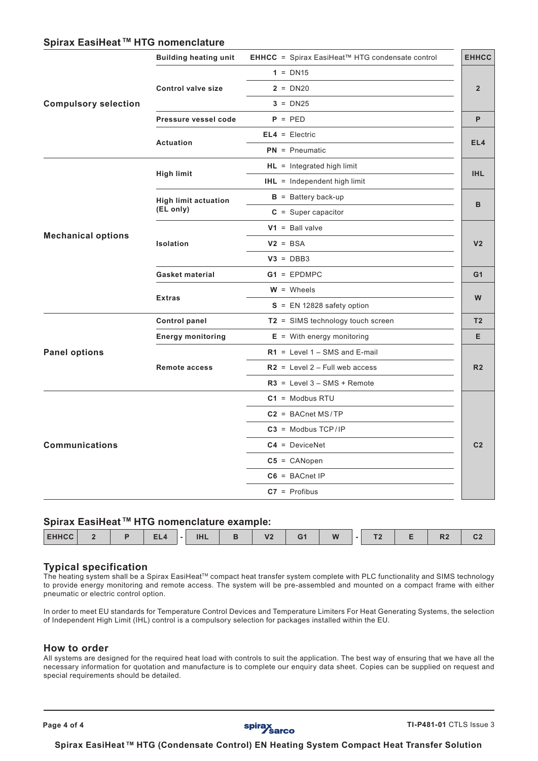## Spirax EasiHeat™ HTG nomenclature

| | | | |
|---|---|---|---|
| **Compulsory selection** | **Building heating unit** | **EHHCC** = Spirax EasiHeat™ HTG condensate control | **EHHCC** |
| | **Control valve size** | **1** = DN15 | **2** |
| | | **2** = DN20 | |
| | | **3** = DN25 | |
| | **Pressure vessel code** | **P** = PED | **P** |
| | **Actuation** | **EL4** = Electric | **EL4** |
| | | **PN** = Pneumatic | |
| **Mechanical options** | **High limit** | **HL** = Integrated high limit | **IHL** |
| | | **IHL** = Independent high limit | |
| | **High limit actuation (EL only)** | **B** = Battery back-up | **B** |
| | | **C** = Super capacitor | |
| | **Isolation** | **V1** = Ball valve | **V2** |
| | | **V2** = BSA | |
| | | **V3** = DBB3 | |
| | **Gasket material** | **G1** = EPDMPC | **G1** |
| | **Extras** | **W** = Wheels | **W** |
| | | **S** = EN 12828 safety option | |
| **Panel options** | **Control panel** | **T2** = SIMS technology touch screen | **T2** |
| | **Energy monitoring** | **E** = With energy monitoring | **E** |
| | **Remote access** | **R1** = Level 1 – SMS and E-mail | **R2** |
| | | **R2** = Level 2 – Full web access | |
| | | **R3** = Level 3 – SMS + Remote | |
| **Communications** | | **C1** = Modbus RTU | **C2** |
| | | **C2** = BACnet MS/TP | |
| | | **C3** = Modbus TCP/IP | |
| | | **C4** = DeviceNet | |
| | | **C5** = CANopen | |
| | | **C6** = BACnet IP | |
| | | **C7** = Profibus | |

## Spirax EasiHeat™ HTG nomenclature example:

| | | | | | | | | | | | | | | |
|---|---|---|---|---|---|---|---|---|---|---|---|---|---|---|
| EHHCC | 2 | P | EL4 | - | IHL | B | V2 | G1 | W | - | T2 | E | R2 | C2 |

## Typical specification

The heating system shall be a Spirax EasiHeat™ compact heat transfer system complete with PLC functionality and SIMS technology to provide energy monitoring and remote access. The system will be pre-assembled and mounted on a compact frame with either pneumatic or electric control option.

In order to meet EU standards for Temperature Control Devices and Temperature Limiters For Heat Generating Systems, the selection of Independent High Limit (IHL) control is a compulsory selection for packages installed within the EU.

## How to order

All systems are designed for the required heat load with controls to suit the application. The best way of ensuring that we have all the necessary information for quotation and manufacture is to complete our enquiry data sheet. Copies can be supplied on request and special requirements should be detailed.